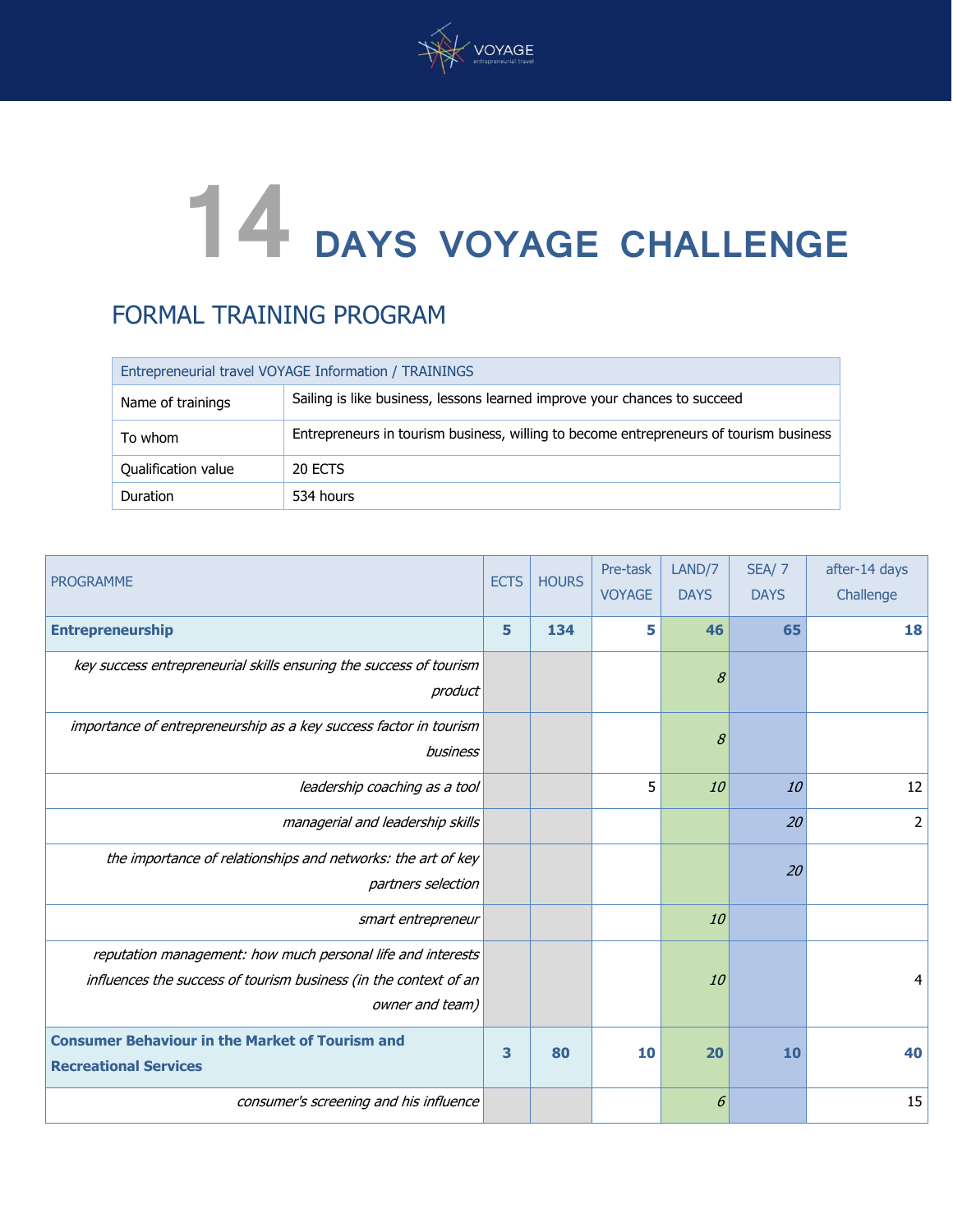# 14 DAYS VOYAGE CHALLENGE

## FORMAL TRAINING PROGRAM

| Entrepreneurial travel VOYAGE Information / TRAININGS | |
|---|---|
| Name of trainings | Sailing is like business, lessons learned improve your chances to succeed |
| To whom | Entrepreneurs in tourism business, willing to become entrepreneurs of tourism business |
| Qualification value | 20 ECTS |
| Duration | 534 hours |

| PROGRAMME | ECTS | HOURS | Pre-task VOYAGE | LAND/7 DAYS | SEA/ 7 DAYS | after-14 days Challenge |
|---|---|---|---|---|---|---|
| **Entrepreneurship** | **5** | **134** | **5** | **46** | **65** | **18** |
| *key success entrepreneurial skills ensuring the success of tourism product* | | | | *8* | | |
| *importance of entrepreneurship as a key success factor in tourism business* | | | | *8* | | |
| *leadership coaching as a tool* | | | 5 | *10* | *10* | 12 |
| *managerial and leadership skills* | | | | | *20* | 2 |
| *the importance of relationships and networks: the art of key partners selection* | | | | | *20* | |
| *smart entrepreneur* | | | | *10* | | |
| *reputation management: how much personal life and interests influences the success of tourism business (in the context of an owner and team)* | | | | *10* | | 4 |
| **Consumer Behaviour in the Market of Tourism and Recreational Services** | **3** | **80** | **10** | **20** | **10** | **40** |
| *consumer's screening and his influence* | | | | *6* | | 15 |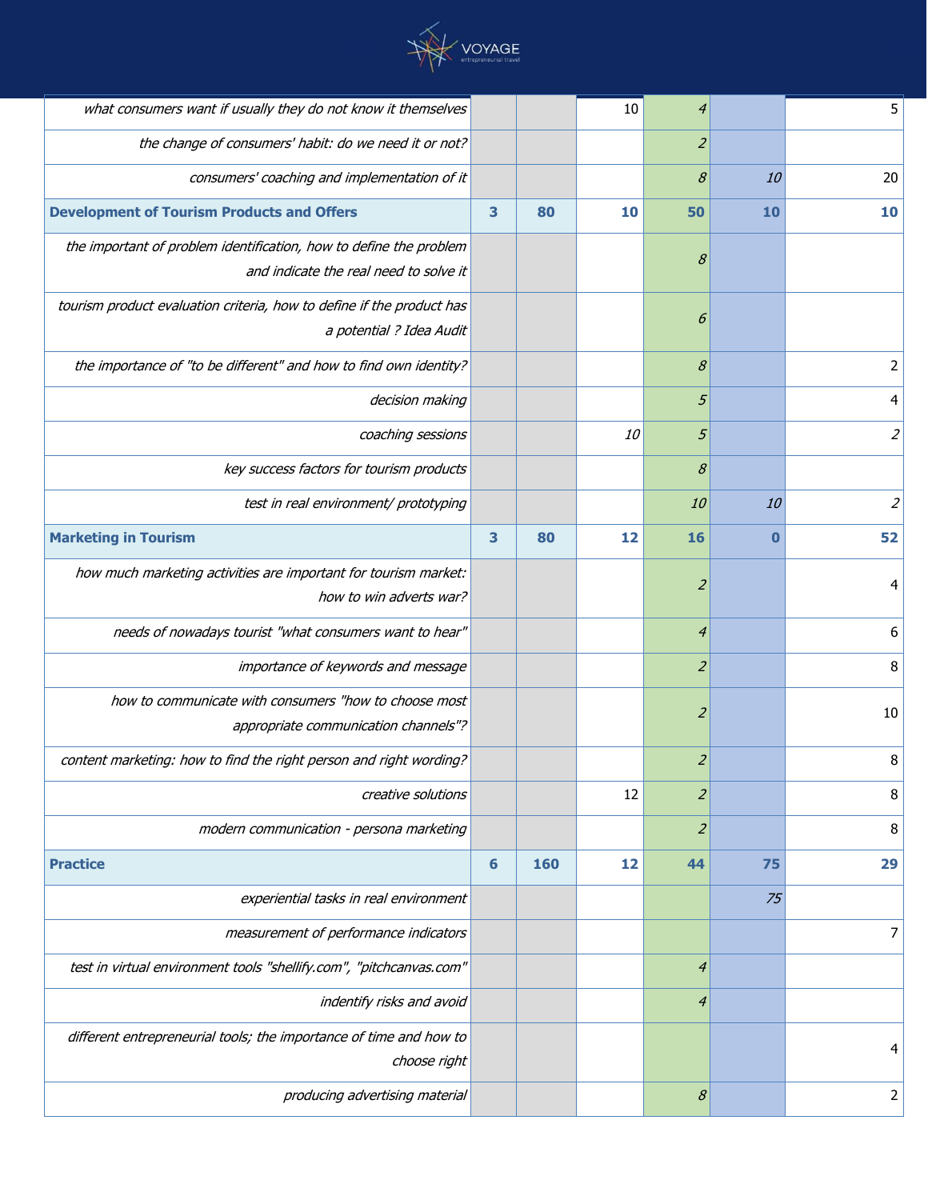| | | | | | | |
|---|---|---|---|---|---|---|
| *what consumers want if usually they do not know it themselves* | | | 10 | *4* | | 5 |
| *the change of consumers' habit: do we need it or not?* | | | | *2* | | |
| *consumers' coaching and implementation of it* | | | | *8* | *10* | 20 |
| **Development of Tourism Products and Offers** | **3** | **80** | **10** | **50** | **10** | **10** |
| *the important of problem identification, how to define the problem and indicate the real need to solve it* | | | | *8* | | |
| *tourism product evaluation criteria, how to define if the product has a potential ? Idea Audit* | | | | *6* | | |
| *the importance of "to be different" and how to find own identity?* | | | | *8* | | 2 |
| *decision making* | | | | *5* | | 4 |
| *coaching sessions* | | | *10* | *5* | | *2* |
| *key success factors for tourism products* | | | | *8* | | |
| *test in real environment/ prototyping* | | | | *10* | *10* | *2* |
| **Marketing in Tourism** | **3** | **80** | **12** | **16** | **0** | **52** |
| *how much marketing activities are important for tourism market: how to win adverts war?* | | | | *2* | | 4 |
| *needs of nowadays tourist "what consumers want to hear"* | | | | *4* | | 6 |
| *importance of keywords and message* | | | | *2* | | 8 |
| *how to communicate with consumers "how to choose most appropriate communication channels"?* | | | | *2* | | 10 |
| *content marketing: how to find the right person and right wording?* | | | | *2* | | 8 |
| *creative solutions* | | | 12 | *2* | | 8 |
| *modern communication - persona marketing* | | | | *2* | | 8 |
| **Practice** | **6** | **160** | **12** | **44** | **75** | **29** |
| *experiential tasks in real environment* | | | | | *75* | |
| *measurement of performance indicators* | | | | | | 7 |
| *test in virtual environment tools "shellify.com", "pitchcanvas.com"* | | | | *4* | | |
| *indentify risks and avoid* | | | | *4* | | |
| *different entrepreneurial tools; the importance of time and how to choose right* | | | | | | 4 |
| *producing advertising material* | | | | *8* | | 2 |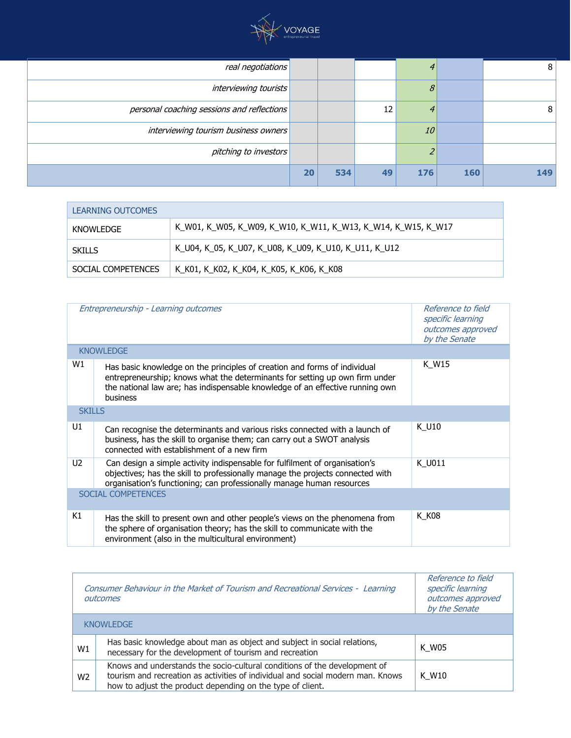| | | | | | | |
|---|---|---|---|---|---|---|
| *real negotiations* | | | | *4* | | 8 |
| *interviewing tourists* | | | | *8* | | |
| *personal coaching sessions and reflections* | | | 12 | *4* | | 8 |
| *interviewing tourism business owners* | | | | *10* | | |
| *pitching to investors* | | | | *2* | | |
| | **20** | **534** | **49** | **176** | **160** | **149** |

| LEARNING OUTCOMES | |
|---|---|
| KNOWLEDGE | K_W01, K_W05, K_W09, K_W10, K_W11, K_W13, K_W14, K_W15, K_W17 |
| SKILLS | K_U04, K_05, K_U07, K_U08, K_U09, K_U10, K_U11, K_U12 |
| SOCIAL COMPETENCES | K_K01, K_K02, K_K04, K_K05, K_K06, K_K08 |

| *Entrepreneurship - Learning outcomes* | | *Reference to field specific learning outcomes approved by the Senate* |
|---|---|---|
| KNOWLEDGE | | |
| W1 | Has basic knowledge on the principles of creation and forms of individual entrepreneurship; knows what the determinants for setting up own firm under the national law are; has indispensable knowledge of an effective running own business | K_W15 |
| SKILLS | | |
| U1 | Can recognise the determinants and various risks connected with a launch of business, has the skill to organise them; can carry out a SWOT analysis connected with establishment of a new firm | K_U10 |
| U2 | Can design a simple activity indispensable for fulfilment of organisation's objectives; has the skill to professionally manage the projects connected with organisation's functioning; can professionally manage human resources | K_U011 |
| SOCIAL COMPETENCES | | |
| K1 | Has the skill to present own and other people's views on the phenomena from the sphere of organisation theory; has the skill to communicate with the environment (also in the multicultural environment) | K_K08 |

| *Consumer Behaviour in the Market of Tourism and Recreational Services - Learning outcomes* | | *Reference to field specific learning outcomes approved by the Senate* |
|---|---|---|
| KNOWLEDGE | | |
| W1 | Has basic knowledge about man as object and subject in social relations, necessary for the development of tourism and recreation | K_W05 |
| W2 | Knows and understands the socio-cultural conditions of the development of tourism and recreation as activities of individual and social modern man. Knows how to adjust the product depending on the type of client. | K_W10 |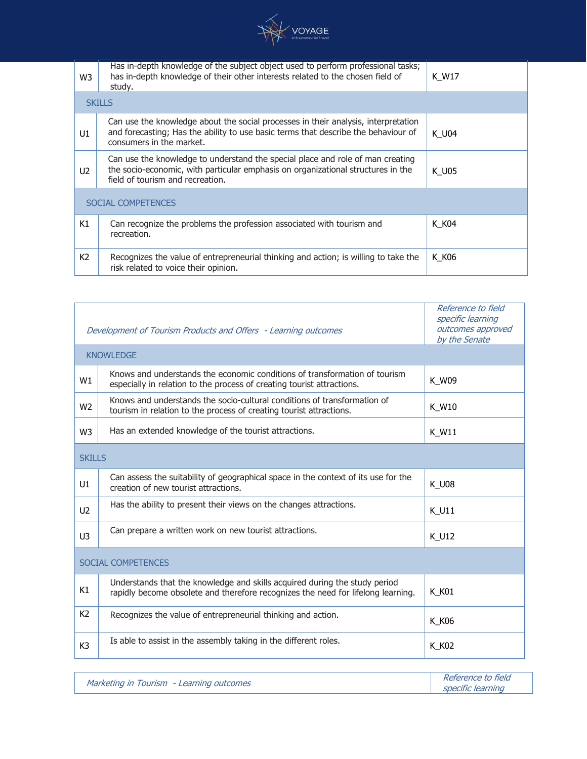| | | |
|---|---|---|
| W3 | Has in-depth knowledge of the subject object used to perform professional tasks; has in-depth knowledge of their other interests related to the chosen field of study. | K_W17 |
| SKILLS | | |
| U1 | Can use the knowledge about the social processes in their analysis, interpretation and forecasting; Has the ability to use basic terms that describe the behaviour of consumers in the market. | K_U04 |
| U2 | Can use the knowledge to understand the special place and role of man creating the socio-economic, with particular emphasis on organizational structures in the field of tourism and recreation. | K_U05 |
| SOCIAL COMPETENCES | | |
| K1 | Can recognize the problems the profession associated with tourism and recreation. | K_K04 |
| K2 | Recognizes the value of entrepreneurial thinking and action; is willing to take the risk related to voice their opinion. | K_K06 |

| *Development of Tourism Products and Offers - Learning outcomes* | | *Reference to field specific learning outcomes approved by the Senate* |
|---|---|---|
| KNOWLEDGE | | |
| W1 | Knows and understands the economic conditions of transformation of tourism especially in relation to the process of creating tourist attractions. | K_W09 |
| W2 | Knows and understands the socio-cultural conditions of transformation of tourism in relation to the process of creating tourist attractions. | K_W10 |
| W3 | Has an extended knowledge of the tourist attractions. | K_W11 |
| SKILLS | | |
| U1 | Can assess the suitability of geographical space in the context of its use for the creation of new tourist attractions. | K_U08 |
| U2 | Has the ability to present their views on the changes attractions. | K_U11 |
| U3 | Can prepare a written work on new tourist attractions. | K_U12 |
| SOCIAL COMPETENCES | | |
| K1 | Understands that the knowledge and skills acquired during the study period rapidly become obsolete and therefore recognizes the need for lifelong learning. | K_K01 |
| K2 | Recognizes the value of entrepreneurial thinking and action. | K_K06 |
| K3 | Is able to assist in the assembly taking in the different roles. | K_K02 |

| *Marketing in Tourism - Learning outcomes* | *Reference to field specific learning* |
|---|---|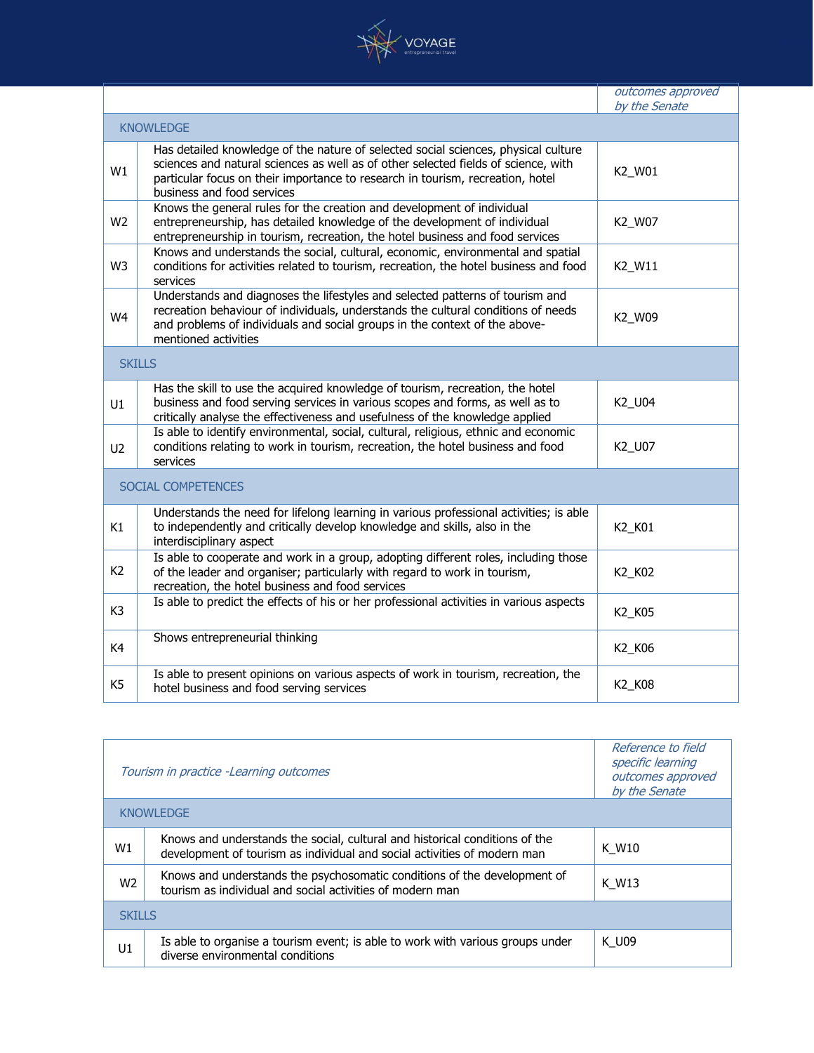| | | outcomes approved by the Senate |
|---|---|---|
| KNOWLEDGE | | |
| W1 | Has detailed knowledge of the nature of selected social sciences, physical culture sciences and natural sciences as well as of other selected fields of science, with particular focus on their importance to research in tourism, recreation, hotel business and food services | K2_W01 |
| W2 | Knows the general rules for the creation and development of individual entrepreneurship, has detailed knowledge of the development of individual entrepreneurship in tourism, recreation, the hotel business and food services | K2_W07 |
| W3 | Knows and understands the social, cultural, economic, environmental and spatial conditions for activities related to tourism, recreation, the hotel business and food services | K2_W11 |
| W4 | Understands and diagnoses the lifestyles and selected patterns of tourism and recreation behaviour of individuals, understands the cultural conditions of needs and problems of individuals and social groups in the context of the above-mentioned activities | K2_W09 |
| SKILLS | | |
| U1 | Has the skill to use the acquired knowledge of tourism, recreation, the hotel business and food serving services in various scopes and forms, as well as to critically analyse the effectiveness and usefulness of the knowledge applied | K2_U04 |
| U2 | Is able to identify environmental, social, cultural, religious, ethnic and economic conditions relating to work in tourism, recreation, the hotel business and food services | K2_U07 |
| SOCIAL COMPETENCES | | |
| K1 | Understands the need for lifelong learning in various professional activities; is able to independently and critically develop knowledge and skills, also in the interdisciplinary aspect | K2_K01 |
| K2 | Is able to cooperate and work in a group, adopting different roles, including those of the leader and organiser; particularly with regard to work in tourism, recreation, the hotel business and food services | K2_K02 |
| K3 | Is able to predict the effects of his or her professional activities in various aspects | K2_K05 |
| K4 | Shows entrepreneurial thinking | K2_K06 |
| K5 | Is able to present opinions on various aspects of work in tourism, recreation, the hotel business and food serving services | K2_K08 |

| *Tourism in practice -Learning outcomes* | | *Reference to field specific learning outcomes approved by the Senate* |
|---|---|---|
| KNOWLEDGE | | |
| W1 | Knows and understands the social, cultural and historical conditions of the development of tourism as individual and social activities of modern man | K_W10 |
| W2 | Knows and understands the psychosomatic conditions of the development of tourism as individual and social activities of modern man | K_W13 |
| SKILLS | | |
| U1 | Is able to organise a tourism event; is able to work with various groups under diverse environmental conditions | K_U09 |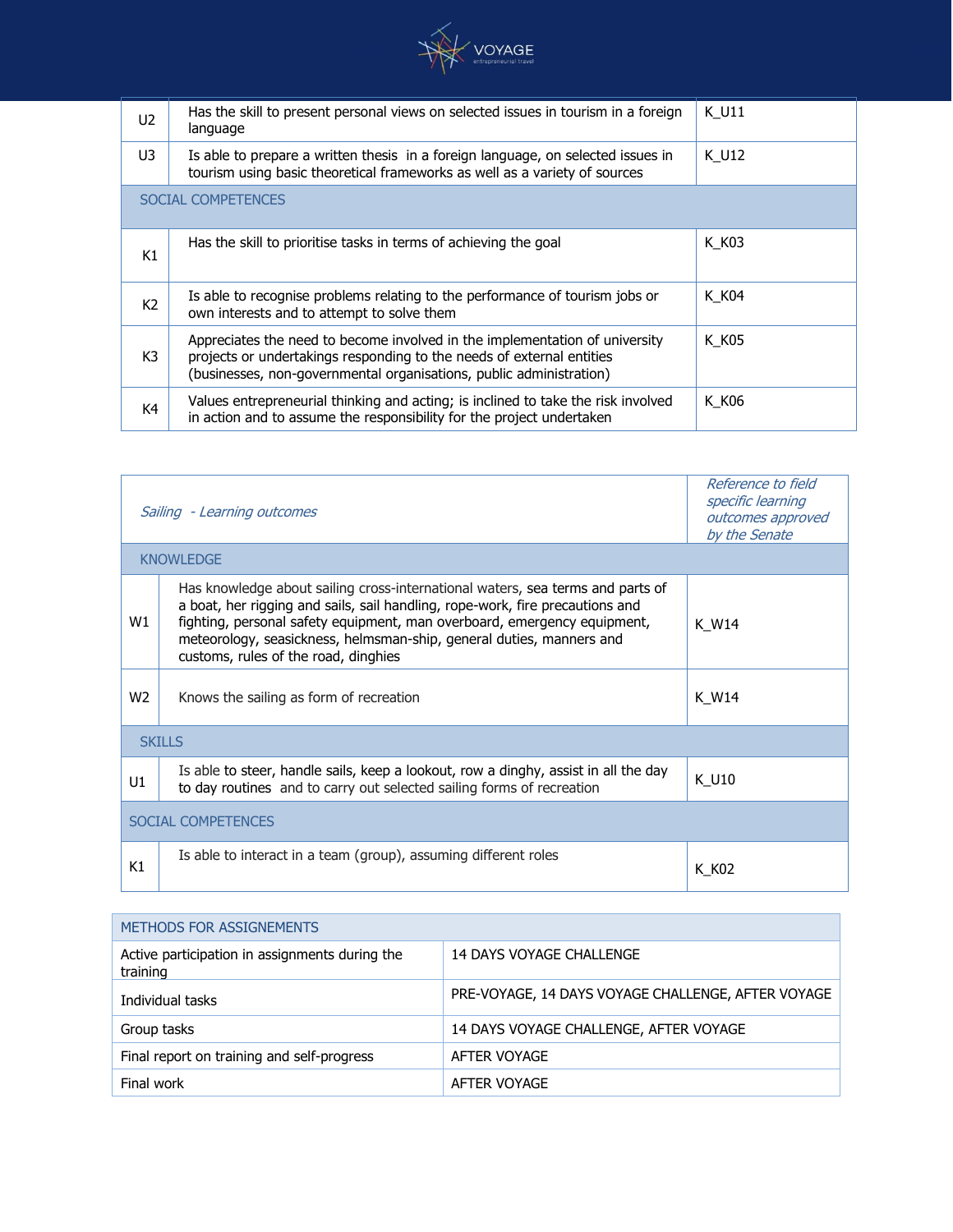| | | |
|---|---|---|
| U2 | Has the skill to present personal views on selected issues in tourism in a foreign language | K_U11 |
| U3 | Is able to prepare a written thesis in a foreign language, on selected issues in tourism using basic theoretical frameworks as well as a variety of sources | K_U12 |
| SOCIAL COMPETENCES | | |
| K1 | Has the skill to prioritise tasks in terms of achieving the goal | K_K03 |
| K2 | Is able to recognise problems relating to the performance of tourism jobs or own interests and to attempt to solve them | K_K04 |
| K3 | Appreciates the need to become involved in the implementation of university projects or undertakings responding to the needs of external entities (businesses, non-governmental organisations, public administration) | K_K05 |
| K4 | Values entrepreneurial thinking and acting; is inclined to take the risk involved in action and to assume the responsibility for the project undertaken | K_K06 |

| *Sailing - Learning outcomes* | | *Reference to field specific learning outcomes approved by the Senate* |
|---|---|---|
| KNOWLEDGE | | |
| W1 | Has knowledge about sailing cross-international waters, sea terms and parts of a boat, her rigging and sails, sail handling, rope-work, fire precautions and fighting, personal safety equipment, man overboard, emergency equipment, meteorology, seasickness, helmsman-ship, general duties, manners and customs, rules of the road, dinghies | K_W14 |
| W2 | Knows the sailing as form of recreation | K_W14 |
| SKILLS | | |
| U1 | Is able to steer, handle sails, keep a lookout, row a dinghy, assist in all the day to day routines and to carry out selected sailing forms of recreation | K_U10 |
| SOCIAL COMPETENCES | | |
| K1 | Is able to interact in a team (group), assuming different roles | K_K02 |

| METHODS FOR ASSIGNEMENTS | |
|---|---|
| Active participation in assignments during the training | 14 DAYS VOYAGE CHALLENGE |
| Individual tasks | PRE-VOYAGE, 14 DAYS VOYAGE CHALLENGE, AFTER VOYAGE |
| Group tasks | 14 DAYS VOYAGE CHALLENGE, AFTER VOYAGE |
| Final report on training and self-progress | AFTER VOYAGE |
| Final work | AFTER VOYAGE |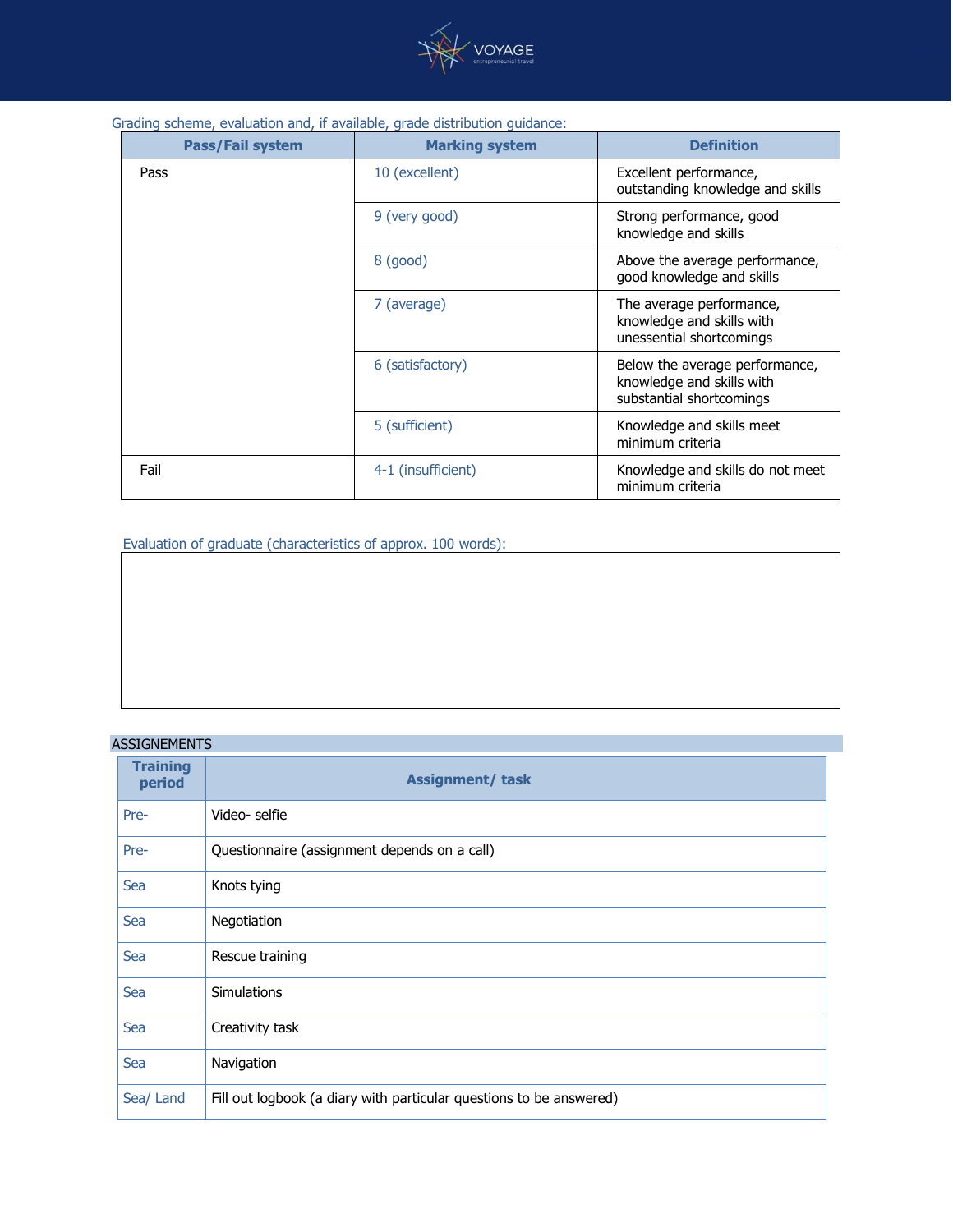Grading scheme, evaluation and, if available, grade distribution guidance:

| Pass/Fail system | Marking system | Definition |
|---|---|---|
| Pass | 10 (excellent) | Excellent performance, outstanding knowledge and skills |
| | 9 (very good) | Strong performance, good knowledge and skills |
| | 8 (good) | Above the average performance, good knowledge and skills |
| | 7 (average) | The average performance, knowledge and skills with unessential shortcomings |
| | 6 (satisfactory) | Below the average performance, knowledge and skills with substantial shortcomings |
| | 5 (sufficient) | Knowledge and skills meet minimum criteria |
| Fail | 4-1 (insufficient) | Knowledge and skills do not meet minimum criteria |

Evaluation of graduate (characteristics of approx. 100 words):

| |
|---|
| |

ASSIGNEMENTS

| Training period | Assignment/ task |
|---|---|
| Pre- | Video- selfie |
| Pre- | Questionnaire (assignment depends on a call) |
| Sea | Knots tying |
| Sea | Negotiation |
| Sea | Rescue training |
| Sea | Simulations |
| Sea | Creativity task |
| Sea | Navigation |
| Sea/ Land | Fill out logbook (a diary with particular questions to be answered) |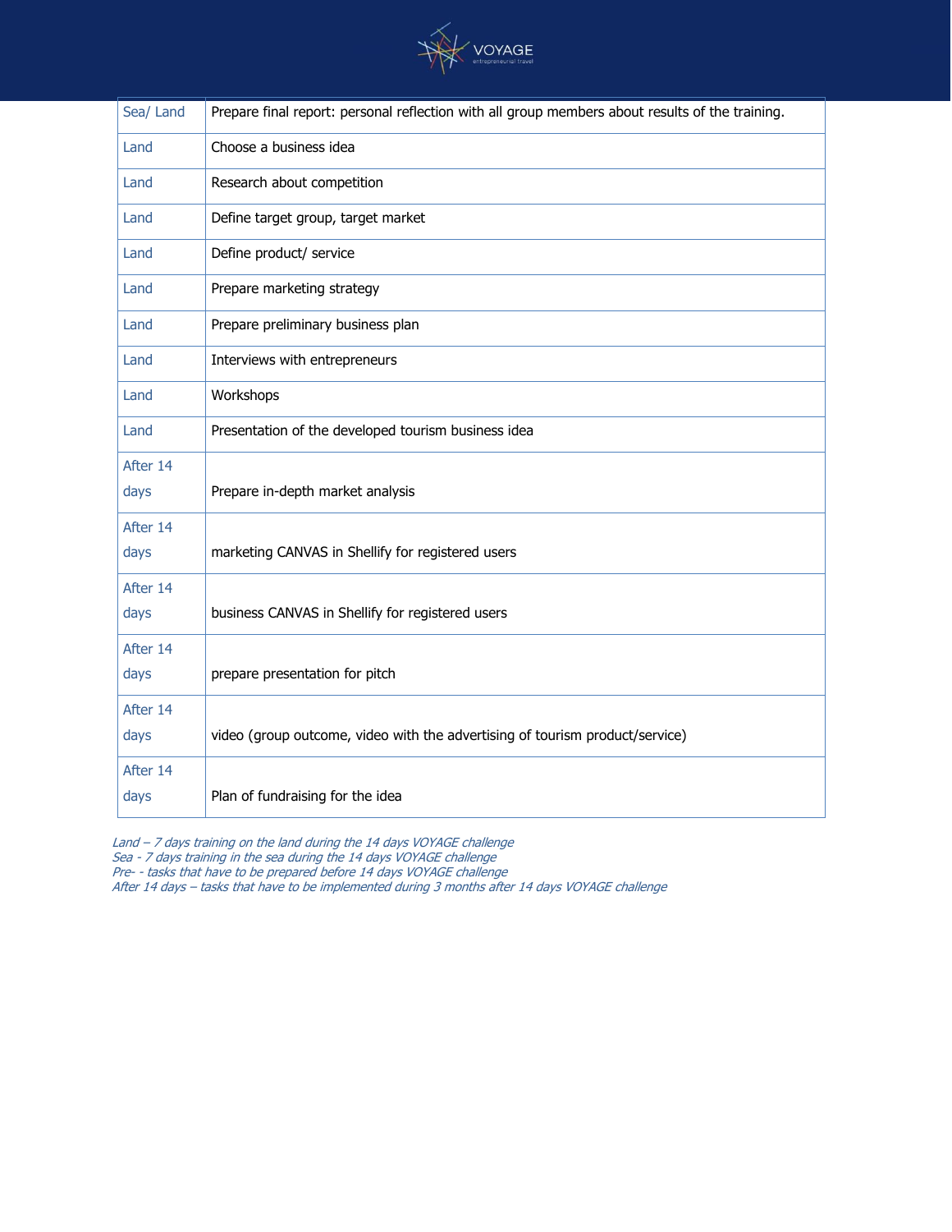| | |
|---|---|
| Sea/ Land | Prepare final report: personal reflection with all group members about results of the training. |
| Land | Choose a business idea |
| Land | Research about competition |
| Land | Define target group, target market |
| Land | Define product/ service |
| Land | Prepare marketing strategy |
| Land | Prepare preliminary business plan |
| Land | Interviews with entrepreneurs |
| Land | Workshops |
| Land | Presentation of the developed tourism business idea |
| After 14 days | Prepare in-depth market analysis |
| After 14 days | marketing CANVAS in Shellify for registered users |
| After 14 days | business CANVAS in Shellify for registered users |
| After 14 days | prepare presentation for pitch |
| After 14 days | video (group outcome, video with the advertising of tourism product/service) |
| After 14 days | Plan of fundraising for the idea |

*Land – 7 days training on the land during the 14 days VOYAGE challenge*
*Sea - 7 days training in the sea during the 14 days VOYAGE challenge*
*Pre- - tasks that have to be prepared before 14 days VOYAGE challenge*
*After 14 days – tasks that have to be implemented during 3 months after 14 days VOYAGE challenge*